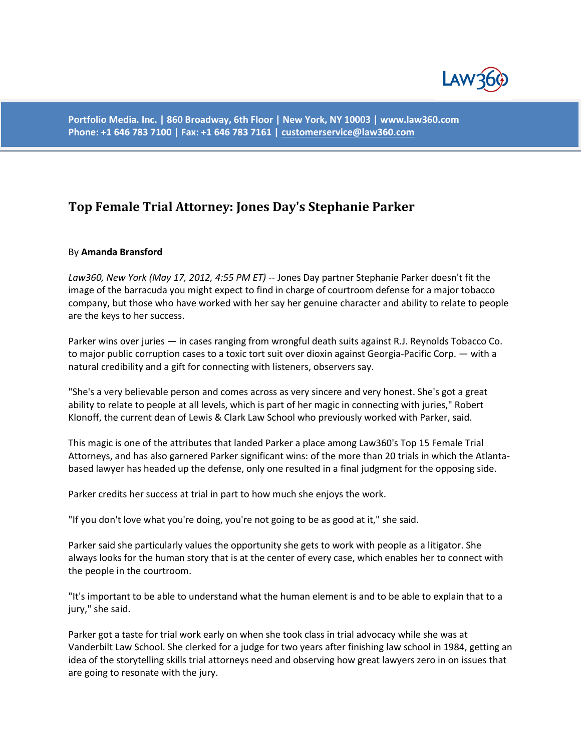Portfolio Media. Inc. | 860 Broadway, 6th Floor | New York, NY 10003 | www.law360.com
Phone: +1 646 783 7100 | Fax: +1 646 783 7161 | customerservice@law360.com

## Top Female Trial Attorney: Jones Day's Stephanie Parker

By **Amanda Bransford**

*Law360, New York (May 17, 2012, 4:55 PM ET)* -- Jones Day partner Stephanie Parker doesn't fit the image of the barracuda you might expect to find in charge of courtroom defense for a major tobacco company, but those who have worked with her say her genuine character and ability to relate to people are the keys to her success.

Parker wins over juries — in cases ranging from wrongful death suits against R.J. Reynolds Tobacco Co. to major public corruption cases to a toxic tort suit over dioxin against Georgia-Pacific Corp. — with a natural credibility and a gift for connecting with listeners, observers say.

"She's a very believable person and comes across as very sincere and very honest. She's got a great ability to relate to people at all levels, which is part of her magic in connecting with juries," Robert Klonoff, the current dean of Lewis & Clark Law School who previously worked with Parker, said.

This magic is one of the attributes that landed Parker a place among Law360's Top 15 Female Trial Attorneys, and has also garnered Parker significant wins: of the more than 20 trials in which the Atlanta-based lawyer has headed up the defense, only one resulted in a final judgment for the opposing side.

Parker credits her success at trial in part to how much she enjoys the work.

"If you don't love what you're doing, you're not going to be as good at it," she said.

Parker said she particularly values the opportunity she gets to work with people as a litigator. She always looks for the human story that is at the center of every case, which enables her to connect with the people in the courtroom.

"It's important to be able to understand what the human element is and to be able to explain that to a jury," she said.

Parker got a taste for trial work early on when she took class in trial advocacy while she was at Vanderbilt Law School. She clerked for a judge for two years after finishing law school in 1984, getting an idea of the storytelling skills trial attorneys need and observing how great lawyers zero in on issues that are going to resonate with the jury.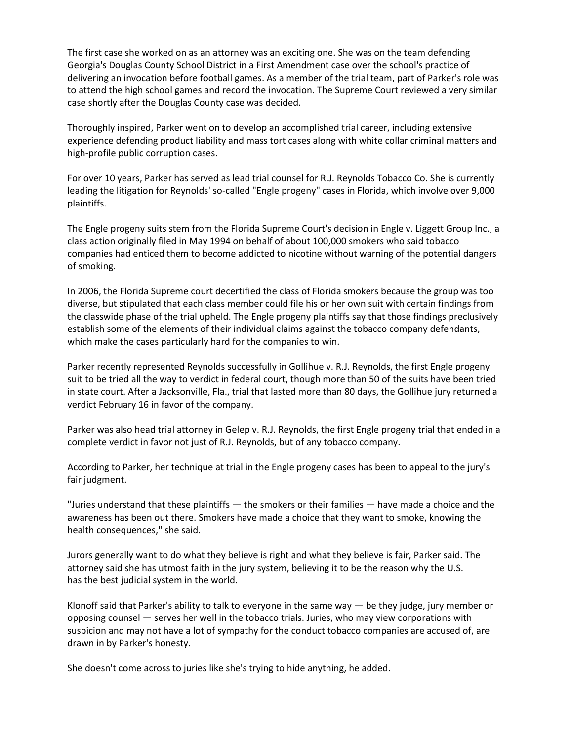The first case she worked on as an attorney was an exciting one. She was on the team defending Georgia's Douglas County School District in a First Amendment case over the school's practice of delivering an invocation before football games. As a member of the trial team, part of Parker's role was to attend the high school games and record the invocation. The Supreme Court reviewed a very similar case shortly after the Douglas County case was decided.

Thoroughly inspired, Parker went on to develop an accomplished trial career, including extensive experience defending product liability and mass tort cases along with white collar criminal matters and high-profile public corruption cases.

For over 10 years, Parker has served as lead trial counsel for R.J. Reynolds Tobacco Co. She is currently leading the litigation for Reynolds' so-called "Engle progeny" cases in Florida, which involve over 9,000 plaintiffs.

The Engle progeny suits stem from the Florida Supreme Court's decision in Engle v. Liggett Group Inc., a class action originally filed in May 1994 on behalf of about 100,000 smokers who said tobacco companies had enticed them to become addicted to nicotine without warning of the potential dangers of smoking.

In 2006, the Florida Supreme court decertified the class of Florida smokers because the group was too diverse, but stipulated that each class member could file his or her own suit with certain findings from the classwide phase of the trial upheld. The Engle progeny plaintiffs say that those findings preclusively establish some of the elements of their individual claims against the tobacco company defendants, which make the cases particularly hard for the companies to win.

Parker recently represented Reynolds successfully in Gollihue v. R.J. Reynolds, the first Engle progeny suit to be tried all the way to verdict in federal court, though more than 50 of the suits have been tried in state court. After a Jacksonville, Fla., trial that lasted more than 80 days, the Gollihue jury returned a verdict February 16 in favor of the company.

Parker was also head trial attorney in Gelep v. R.J. Reynolds, the first Engle progeny trial that ended in a complete verdict in favor not just of R.J. Reynolds, but of any tobacco company.

According to Parker, her technique at trial in the Engle progeny cases has been to appeal to the jury's fair judgment.

"Juries understand that these plaintiffs — the smokers or their families — have made a choice and the awareness has been out there. Smokers have made a choice that they want to smoke, knowing the health consequences," she said.

Jurors generally want to do what they believe is right and what they believe is fair, Parker said. The attorney said she has utmost faith in the jury system, believing it to be the reason why the U.S. has the best judicial system in the world.

Klonoff said that Parker's ability to talk to everyone in the same way — be they judge, jury member or opposing counsel — serves her well in the tobacco trials. Juries, who may view corporations with suspicion and may not have a lot of sympathy for the conduct tobacco companies are accused of, are drawn in by Parker's honesty.

She doesn't come across to juries like she's trying to hide anything, he added.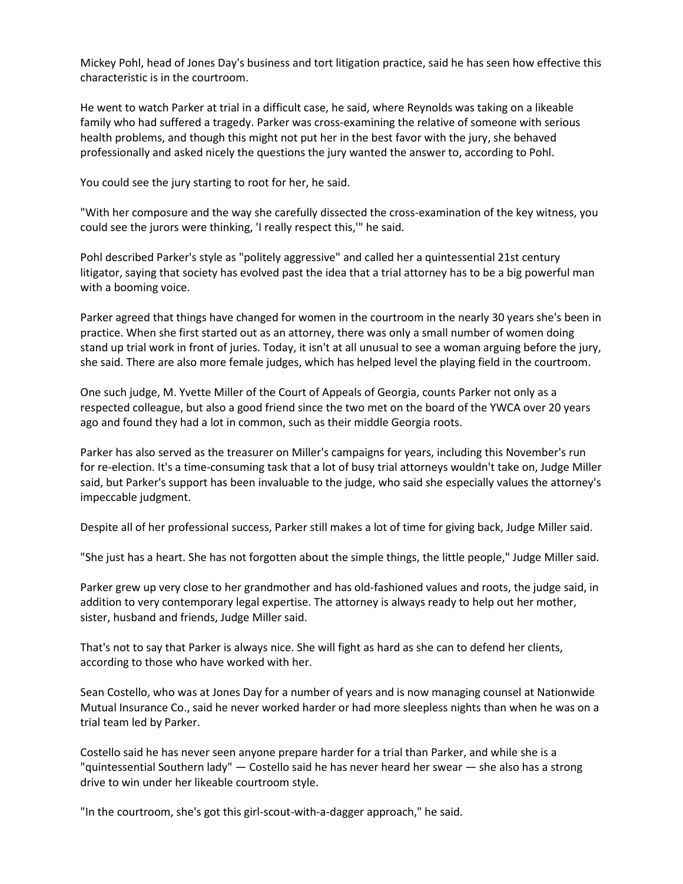Mickey Pohl, head of Jones Day's business and tort litigation practice, said he has seen how effective this characteristic is in the courtroom.

He went to watch Parker at trial in a difficult case, he said, where Reynolds was taking on a likeable family who had suffered a tragedy. Parker was cross-examining the relative of someone with serious health problems, and though this might not put her in the best favor with the jury, she behaved professionally and asked nicely the questions the jury wanted the answer to, according to Pohl.

You could see the jury starting to root for her, he said.

"With her composure and the way she carefully dissected the cross-examination of the key witness, you could see the jurors were thinking, 'I really respect this,'" he said.

Pohl described Parker's style as "politely aggressive" and called her a quintessential 21st century litigator, saying that society has evolved past the idea that a trial attorney has to be a big powerful man with a booming voice.

Parker agreed that things have changed for women in the courtroom in the nearly 30 years she's been in practice. When she first started out as an attorney, there was only a small number of women doing stand up trial work in front of juries. Today, it isn't at all unusual to see a woman arguing before the jury, she said. There are also more female judges, which has helped level the playing field in the courtroom.

One such judge, M. Yvette Miller of the Court of Appeals of Georgia, counts Parker not only as a respected colleague, but also a good friend since the two met on the board of the YWCA over 20 years ago and found they had a lot in common, such as their middle Georgia roots.

Parker has also served as the treasurer on Miller's campaigns for years, including this November's run for re-election. It's a time-consuming task that a lot of busy trial attorneys wouldn't take on, Judge Miller said, but Parker's support has been invaluable to the judge, who said she especially values the attorney's impeccable judgment.

Despite all of her professional success, Parker still makes a lot of time for giving back, Judge Miller said.

"She just has a heart. She has not forgotten about the simple things, the little people," Judge Miller said.

Parker grew up very close to her grandmother and has old-fashioned values and roots, the judge said, in addition to very contemporary legal expertise. The attorney is always ready to help out her mother, sister, husband and friends, Judge Miller said.

That's not to say that Parker is always nice. She will fight as hard as she can to defend her clients, according to those who have worked with her.

Sean Costello, who was at Jones Day for a number of years and is now managing counsel at Nationwide Mutual Insurance Co., said he never worked harder or had more sleepless nights than when he was on a trial team led by Parker.

Costello said he has never seen anyone prepare harder for a trial than Parker, and while she is a "quintessential Southern lady" — Costello said he has never heard her swear — she also has a strong drive to win under her likeable courtroom style.

"In the courtroom, she's got this girl-scout-with-a-dagger approach," he said.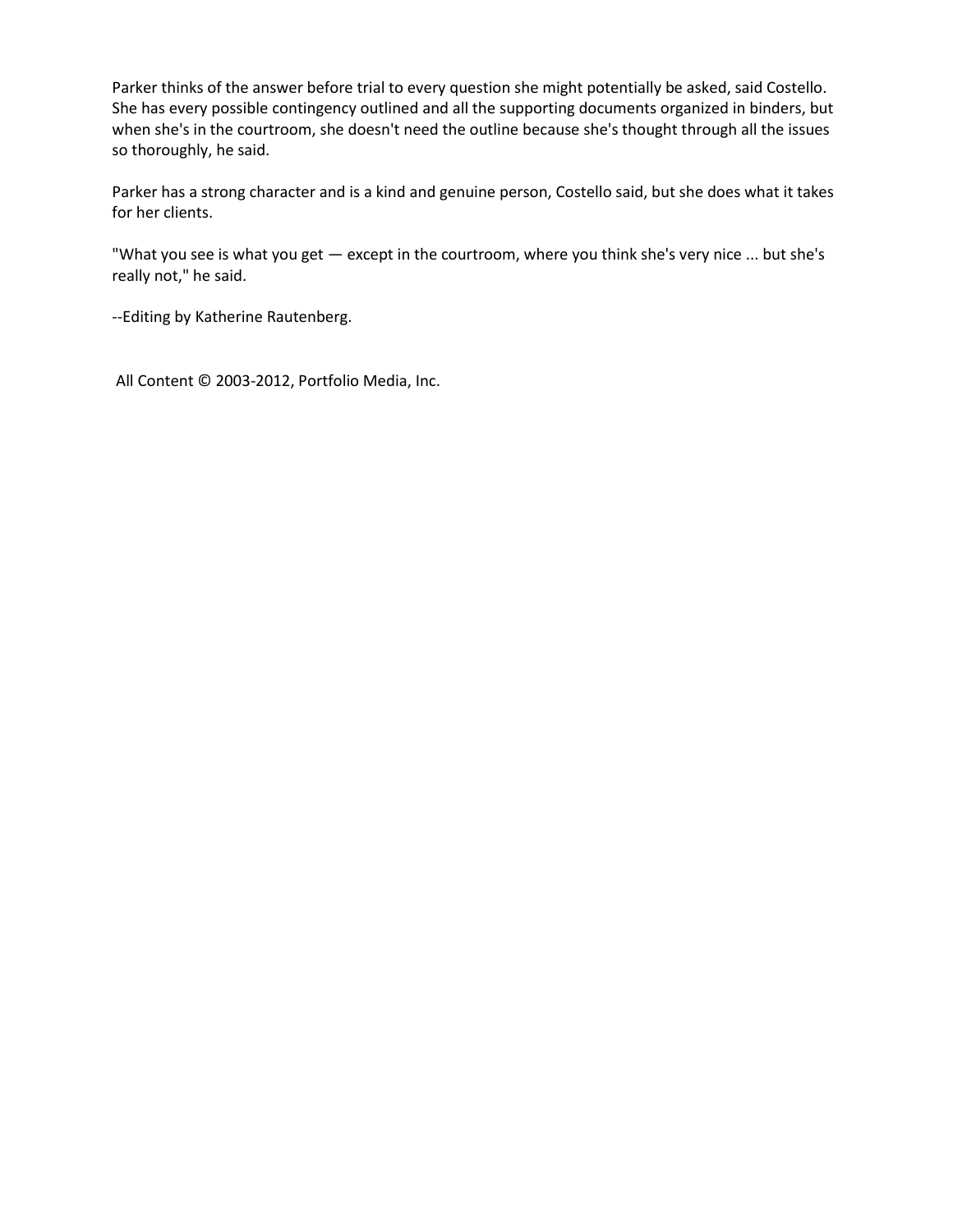Parker thinks of the answer before trial to every question she might potentially be asked, said Costello. She has every possible contingency outlined and all the supporting documents organized in binders, but when she's in the courtroom, she doesn't need the outline because she's thought through all the issues so thoroughly, he said.

Parker has a strong character and is a kind and genuine person, Costello said, but she does what it takes for her clients.

"What you see is what you get — except in the courtroom, where you think she's very nice ... but she's really not," he said.

--Editing by Katherine Rautenberg.

All Content © 2003-2012, Portfolio Media, Inc.